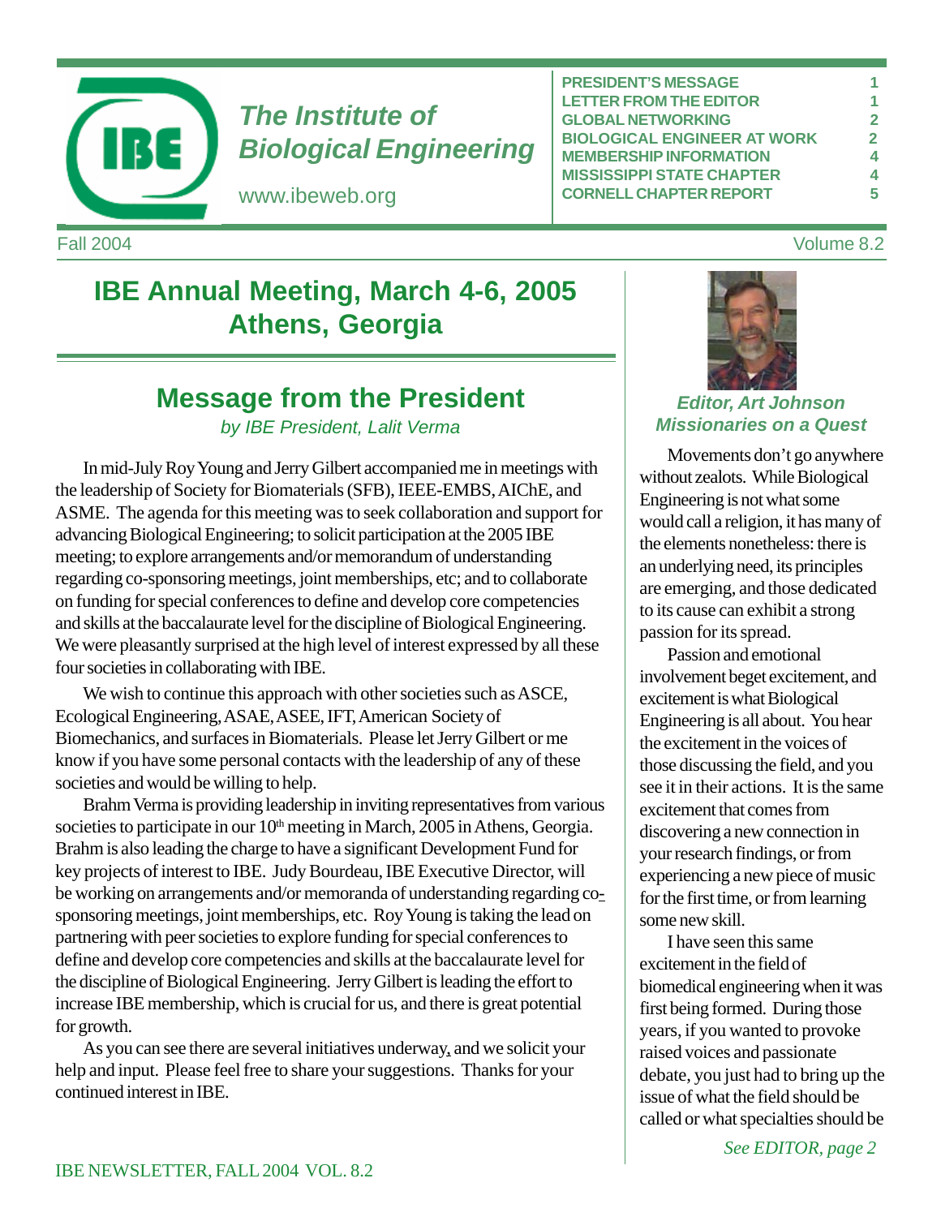# The Institute of Biological Engineering

www.ibeweb.org

| | |
|---|---|
| PRESIDENT'S MESSAGE | 1 |
| LETTER FROM THE EDITOR | 1 |
| GLOBAL NETWORKING | 2 |
| BIOLOGICAL ENGINEER AT WORK | 2 |
| MEMBERSHIP INFORMATION | 4 |
| MISSISSIPPI STATE CHAPTER | 4 |
| CORNELL CHAPTER REPORT | 5 |

Fall 2004 Volume 8.2

## IBE Annual Meeting, March 4-6, 2005 Athens, Georgia

## Message from the President

*by IBE President, Lalit Verma*

In mid-July Roy Young and Jerry Gilbert accompanied me in meetings with the leadership of Society for Biomaterials (SFB), IEEE-EMBS, AIChE, and ASME. The agenda for this meeting was to seek collaboration and support for advancing Biological Engineering; to solicit participation at the 2005 IBE meeting; to explore arrangements and/or memorandum of understanding regarding co-sponsoring meetings, joint memberships, etc; and to collaborate on funding for special conferences to define and develop core competencies and skills at the baccalaurate level for the discipline of Biological Engineering. We were pleasantly surprised at the high level of interest expressed by all these four societies in collaborating with IBE.

We wish to continue this approach with other societies such as ASCE, Ecological Engineering, ASAE, ASEE, IFT, American Society of Biomechanics, and surfaces in Biomaterials. Please let Jerry Gilbert or me know if you have some personal contacts with the leadership of any of these societies and would be willing to help.

Brahm Verma is providing leadership in inviting representatives from various societies to participate in our 10th meeting in March, 2005 in Athens, Georgia. Brahm is also leading the charge to have a significant Development Fund for key projects of interest to IBE. Judy Bourdeau, IBE Executive Director, will be working on arrangements and/or memoranda of understanding regarding co-sponsoring meetings, joint memberships, etc. Roy Young is taking the lead on partnering with peer societies to explore funding for special conferences to define and develop core competencies and skills at the baccalaurate level for the discipline of Biological Engineering. Jerry Gilbert is leading the effort to increase IBE membership, which is crucial for us, and there is great potential for growth.

As you can see there are several initiatives underway, and we solicit your help and input. Please feel free to share your suggestions. Thanks for your continued interest in IBE.

### *Editor, Art Johnson*
### *Missionaries on a Quest*

Movements don't go anywhere without zealots. While Biological Engineering is not what some would call a religion, it has many of the elements nonetheless: there is an underlying need, its principles are emerging, and those dedicated to its cause can exhibit a strong passion for its spread.

Passion and emotional involvement beget excitement, and excitement is what Biological Engineering is all about. You hear the excitement in the voices of those discussing the field, and you see it in their actions. It is the same excitement that comes from discovering a new connection in your research findings, or from experiencing a new piece of music for the first time, or from learning some new skill.

I have seen this same excitement in the field of biomedical engineering when it was first being formed. During those years, if you wanted to provoke raised voices and passionate debate, you just had to bring up the issue of what the field should be called or what specialties should be

*See EDITOR, page 2*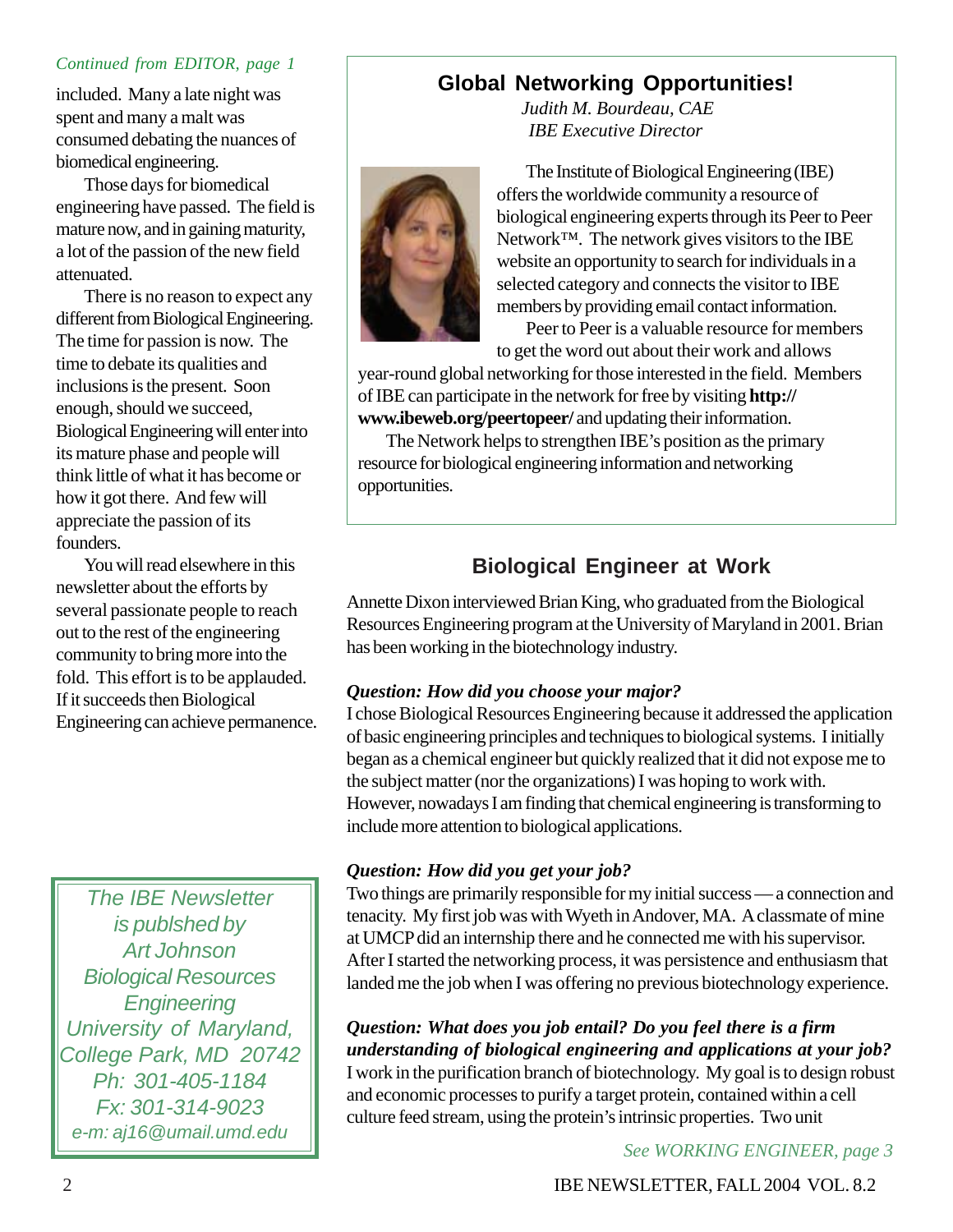*Continued from EDITOR, page 1*

included. Many a late night was spent and many a malt was consumed debating the nuances of biomedical engineering.

Those days for biomedical engineering have passed. The field is mature now, and in gaining maturity, a lot of the passion of the new field attenuated.

There is no reason to expect any different from Biological Engineering. The time for passion is now. The time to debate its qualities and inclusions is the present. Soon enough, should we succeed, Biological Engineering will enter into its mature phase and people will think little of what it has become or how it got there. And few will appreciate the passion of its founders.

You will read elsewhere in this newsletter about the efforts by several passionate people to reach out to the rest of the engineering community to bring more into the fold. This effort is to be applauded. If it succeeds then Biological Engineering can achieve permanence.

*The IBE Newsletter is publshed by Art Johnson Biological Resources Engineering University of Maryland, College Park, MD 20742 Ph: 301-405-1184 Fx: 301-314-9023 e-m: aj16@umail.umd.edu*

## Global Networking Opportunities!

*Judith M. Bourdeau, CAE*
*IBE Executive Director*

The Institute of Biological Engineering (IBE) offers the worldwide community a resource of biological engineering experts through its Peer to Peer Network™. The network gives visitors to the IBE website an opportunity to search for individuals in a selected category and connects the visitor to IBE members by providing email contact information.

Peer to Peer is a valuable resource for members to get the word out about their work and allows year-round global networking for those interested in the field. Members of IBE can participate in the network for free by visiting **http://www.ibeweb.org/peertopeer/** and updating their information.

The Network helps to strengthen IBE's position as the primary resource for biological engineering information and networking opportunities.

## Biological Engineer at Work

Annette Dixon interviewed Brian King, who graduated from the Biological Resources Engineering program at the University of Maryland in 2001. Brian has been working in the biotechnology industry.

***Question: How did you choose your major?***

I chose Biological Resources Engineering because it addressed the application of basic engineering principles and techniques to biological systems. I initially began as a chemical engineer but quickly realized that it did not expose me to the subject matter (nor the organizations) I was hoping to work with. However, nowadays I am finding that chemical engineering is transforming to include more attention to biological applications.

***Question: How did you get your job?***

Two things are primarily responsible for my initial success — a connection and tenacity. My first job was with Wyeth in Andover, MA. A classmate of mine at UMCP did an internship there and he connected me with his supervisor. After I started the networking process, it was persistence and enthusiasm that landed me the job when I was offering no previous biotechnology experience.

***Question: What does you job entail? Do you feel there is a firm understanding of biological engineering and applications at your job?***

I work in the purification branch of biotechnology. My goal is to design robust and economic processes to purify a target protein, contained within a cell culture feed stream, using the protein's intrinsic properties. Two unit

*See WORKING ENGINEER, page 3*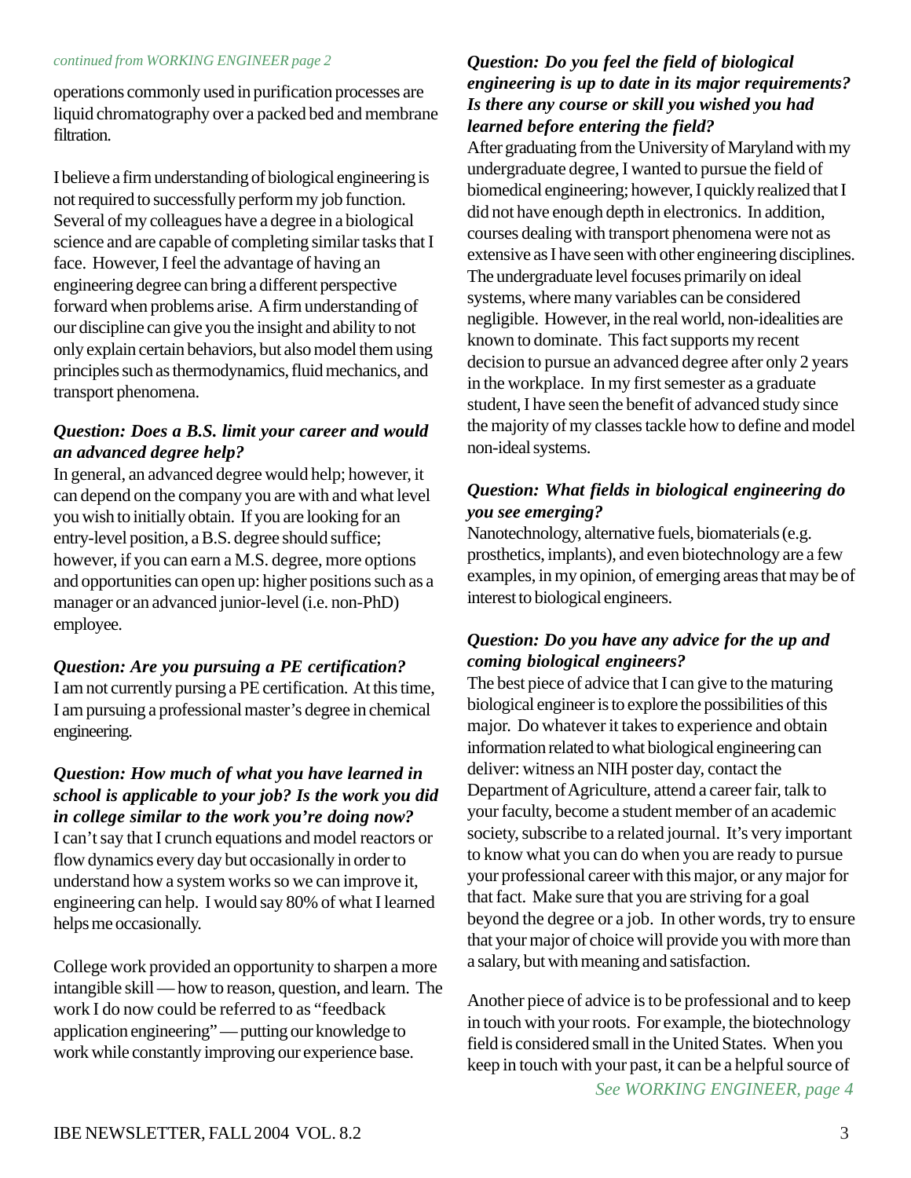*continued from WORKING ENGINEER page 2*

operations commonly used in purification processes are liquid chromatography over a packed bed and membrane filtration.

I believe a firm understanding of biological engineering is not required to successfully perform my job function. Several of my colleagues have a degree in a biological science and are capable of completing similar tasks that I face. However, I feel the advantage of having an engineering degree can bring a different perspective forward when problems arise. A firm understanding of our discipline can give you the insight and ability to not only explain certain behaviors, but also model them using principles such as thermodynamics, fluid mechanics, and transport phenomena.

***Question: Does a B.S. limit your career and would an advanced degree help?***

In general, an advanced degree would help; however, it can depend on the company you are with and what level you wish to initially obtain. If you are looking for an entry-level position, a B.S. degree should suffice; however, if you can earn a M.S. degree, more options and opportunities can open up: higher positions such as a manager or an advanced junior-level (i.e. non-PhD) employee.

***Question: Are you pursuing a PE certification?***

I am not currently pursing a PE certification. At this time, I am pursuing a professional master's degree in chemical engineering.

***Question: How much of what you have learned in school is applicable to your job? Is the work you did in college similar to the work you're doing now?***

I can't say that I crunch equations and model reactors or flow dynamics every day but occasionally in order to understand how a system works so we can improve it, engineering can help. I would say 80% of what I learned helps me occasionally.

College work provided an opportunity to sharpen a more intangible skill — how to reason, question, and learn. The work I do now could be referred to as "feedback application engineering" — putting our knowledge to work while constantly improving our experience base.

***Question: Do you feel the field of biological engineering is up to date in its major requirements? Is there any course or skill you wished you had learned before entering the field?***

After graduating from the University of Maryland with my undergraduate degree, I wanted to pursue the field of biomedical engineering; however, I quickly realized that I did not have enough depth in electronics. In addition, courses dealing with transport phenomena were not as extensive as I have seen with other engineering disciplines. The undergraduate level focuses primarily on ideal systems, where many variables can be considered negligible. However, in the real world, non-idealities are known to dominate. This fact supports my recent decision to pursue an advanced degree after only 2 years in the workplace. In my first semester as a graduate student, I have seen the benefit of advanced study since the majority of my classes tackle how to define and model non-ideal systems.

***Question: What fields in biological engineering do you see emerging?***

Nanotechnology, alternative fuels, biomaterials (e.g. prosthetics, implants), and even biotechnology are a few examples, in my opinion, of emerging areas that may be of interest to biological engineers.

***Question: Do you have any advice for the up and coming biological engineers?***

The best piece of advice that I can give to the maturing biological engineer is to explore the possibilities of this major. Do whatever it takes to experience and obtain information related to what biological engineering can deliver: witness an NIH poster day, contact the Department of Agriculture, attend a career fair, talk to your faculty, become a student member of an academic society, subscribe to a related journal. It's very important to know what you can do when you are ready to pursue your professional career with this major, or any major for that fact. Make sure that you are striving for a goal beyond the degree or a job. In other words, try to ensure that your major of choice will provide you with more than a salary, but with meaning and satisfaction.

Another piece of advice is to be professional and to keep in touch with your roots. For example, the biotechnology field is considered small in the United States. When you keep in touch with your past, it can be a helpful source of

*See WORKING ENGINEER, page 4*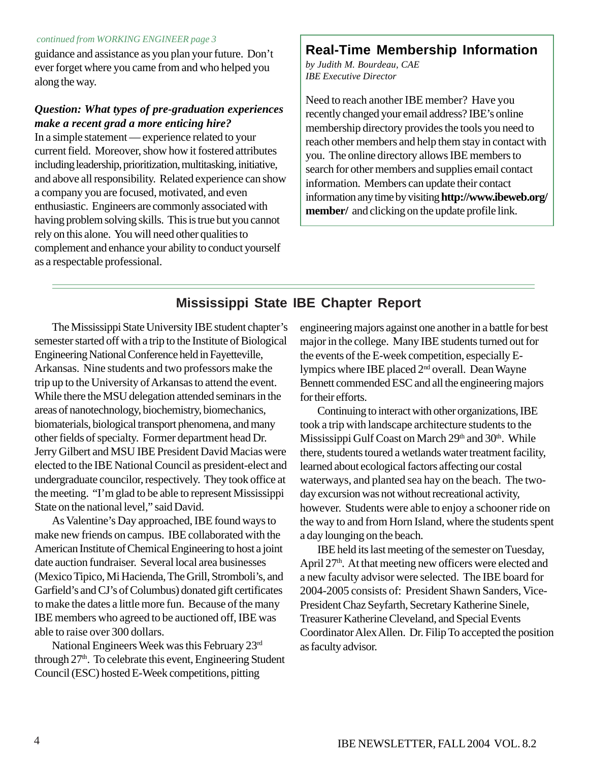*continued from WORKING ENGINEER page 3*

guidance and assistance as you plan your future. Don't ever forget where you came from and who helped you along the way.

***Question: What types of pre-graduation experiences make a recent grad a more enticing hire?***

In a simple statement — experience related to your current field. Moreover, show how it fostered attributes including leadership, prioritization, multitasking, initiative, and above all responsibility. Related experience can show a company you are focused, motivated, and even enthusiastic. Engineers are commonly associated with having problem solving skills. This is true but you cannot rely on this alone. You will need other qualities to complement and enhance your ability to conduct yourself as a respectable professional.

## Real-Time Membership Information

*by Judith M. Bourdeau, CAE*
*IBE Executive Director*

Need to reach another IBE member? Have you recently changed your email address? IBE's online membership directory provides the tools you need to reach other members and help them stay in contact with you. The online directory allows IBE members to search for other members and supplies email contact information. Members can update their contact information any time by visiting **http://www.ibeweb.org/member/** and clicking on the update profile link.

## Mississippi State IBE Chapter Report

The Mississippi State University IBE student chapter's semester started off with a trip to the Institute of Biological Engineering National Conference held in Fayetteville, Arkansas. Nine students and two professors make the trip up to the University of Arkansas to attend the event. While there the MSU delegation attended seminars in the areas of nanotechnology, biochemistry, biomechanics, biomaterials, biological transport phenomena, and many other fields of specialty. Former department head Dr. Jerry Gilbert and MSU IBE President David Macias were elected to the IBE National Council as president-elect and undergraduate councilor, respectively. They took office at the meeting. "I'm glad to be able to represent Mississippi State on the national level," said David.

As Valentine's Day approached, IBE found ways to make new friends on campus. IBE collaborated with the American Institute of Chemical Engineering to host a joint date auction fundraiser. Several local area businesses (Mexico Tipico, Mi Hacienda, The Grill, Stromboli's, and Garfield's and CJ's of Columbus) donated gift certificates to make the dates a little more fun. Because of the many IBE members who agreed to be auctioned off, IBE was able to raise over 300 dollars.

National Engineers Week was this February 23rd through 27th. To celebrate this event, Engineering Student Council (ESC) hosted E-Week competitions, pitting engineering majors against one another in a battle for best major in the college. Many IBE students turned out for the events of the E-week competition, especially E-lympics where IBE placed 2nd overall. Dean Wayne Bennett commended ESC and all the engineering majors for their efforts.

Continuing to interact with other organizations, IBE took a trip with landscape architecture students to the Mississippi Gulf Coast on March 29th and 30th. While there, students toured a wetlands water treatment facility, learned about ecological factors affecting our costal waterways, and planted sea hay on the beach. The two-day excursion was not without recreational activity, however. Students were able to enjoy a schooner ride on the way to and from Horn Island, where the students spent a day lounging on the beach.

IBE held its last meeting of the semester on Tuesday, April 27th. At that meeting new officers were elected and a new faculty advisor were selected. The IBE board for 2004-2005 consists of: President Shawn Sanders, Vice-President Chaz Seyfarth, Secretary Katherine Sinele, Treasurer Katherine Cleveland, and Special Events Coordinator Alex Allen. Dr. Filip To accepted the position as faculty advisor.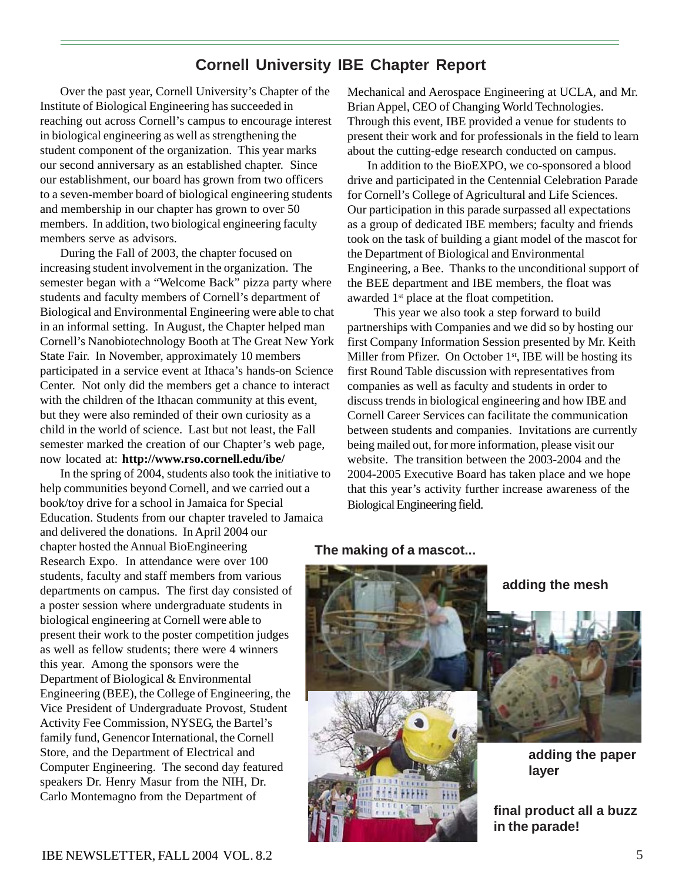## Cornell University IBE Chapter Report

Over the past year, Cornell University's Chapter of the Institute of Biological Engineering has succeeded in reaching out across Cornell's campus to encourage interest in biological engineering as well as strengthening the student component of the organization. This year marks our second anniversary as an established chapter. Since our establishment, our board has grown from two officers to a seven-member board of biological engineering students and membership in our chapter has grown to over 50 members. In addition, two biological engineering faculty members serve as advisors.

During the Fall of 2003, the chapter focused on increasing student involvement in the organization. The semester began with a "Welcome Back" pizza party where students and faculty members of Cornell's department of Biological and Environmental Engineering were able to chat in an informal setting. In August, the Chapter helped man Cornell's Nanobiotechnology Booth at The Great New York State Fair. In November, approximately 10 members participated in a service event at Ithaca's hands-on Science Center. Not only did the members get a chance to interact with the children of the Ithacan community at this event, but they were also reminded of their own curiosity as a child in the world of science. Last but not least, the Fall semester marked the creation of our Chapter's web page, now located at: **http://www.rso.cornell.edu/ibe/**

In the spring of 2004, students also took the initiative to help communities beyond Cornell, and we carried out a book/toy drive for a school in Jamaica for Special Education. Students from our chapter traveled to Jamaica and delivered the donations. In April 2004 our chapter hosted the Annual BioEngineering Research Expo. In attendance were over 100 students, faculty and staff members from various departments on campus. The first day consisted of a poster session where undergraduate students in biological engineering at Cornell were able to present their work to the poster competition judges as well as fellow students; there were 4 winners this year. Among the sponsors were the Department of Biological & Environmental Engineering (BEE), the College of Engineering, the Vice President of Undergraduate Provost, Student Activity Fee Commission, NYSEG, the Bartel's family fund, Genencor International, the Cornell Store, and the Department of Electrical and Computer Engineering. The second day featured speakers Dr. Henry Masur from the NIH, Dr. Carlo Montemagno from the Department of Mechanical and Aerospace Engineering at UCLA, and Mr. Brian Appel, CEO of Changing World Technologies. Through this event, IBE provided a venue for students to present their work and for professionals in the field to learn about the cutting-edge research conducted on campus.

In addition to the BioEXPO, we co-sponsored a blood drive and participated in the Centennial Celebration Parade for Cornell's College of Agricultural and Life Sciences. Our participation in this parade surpassed all expectations as a group of dedicated IBE members; faculty and friends took on the task of building a giant model of the mascot for the Department of Biological and Environmental Engineering, a Bee. Thanks to the unconditional support of the BEE department and IBE members, the float was awarded 1st place at the float competition.

This year we also took a step forward to build partnerships with Companies and we did so by hosting our first Company Information Session presented by Mr. Keith Miller from Pfizer. On October 1st, IBE will be hosting its first Round Table discussion with representatives from companies as well as faculty and students in order to discuss trends in biological engineering and how IBE and Cornell Career Services can facilitate the communication between students and companies. Invitations are currently being mailed out, for more information, please visit our website. The transition between the 2003-2004 and the 2004-2005 Executive Board has taken place and we hope that this year's activity further increase awareness of the Biological Engineering field.

**The making of a mascot...**

**adding the mesh**

**adding the paper layer**

**final product all a buzz in the parade!**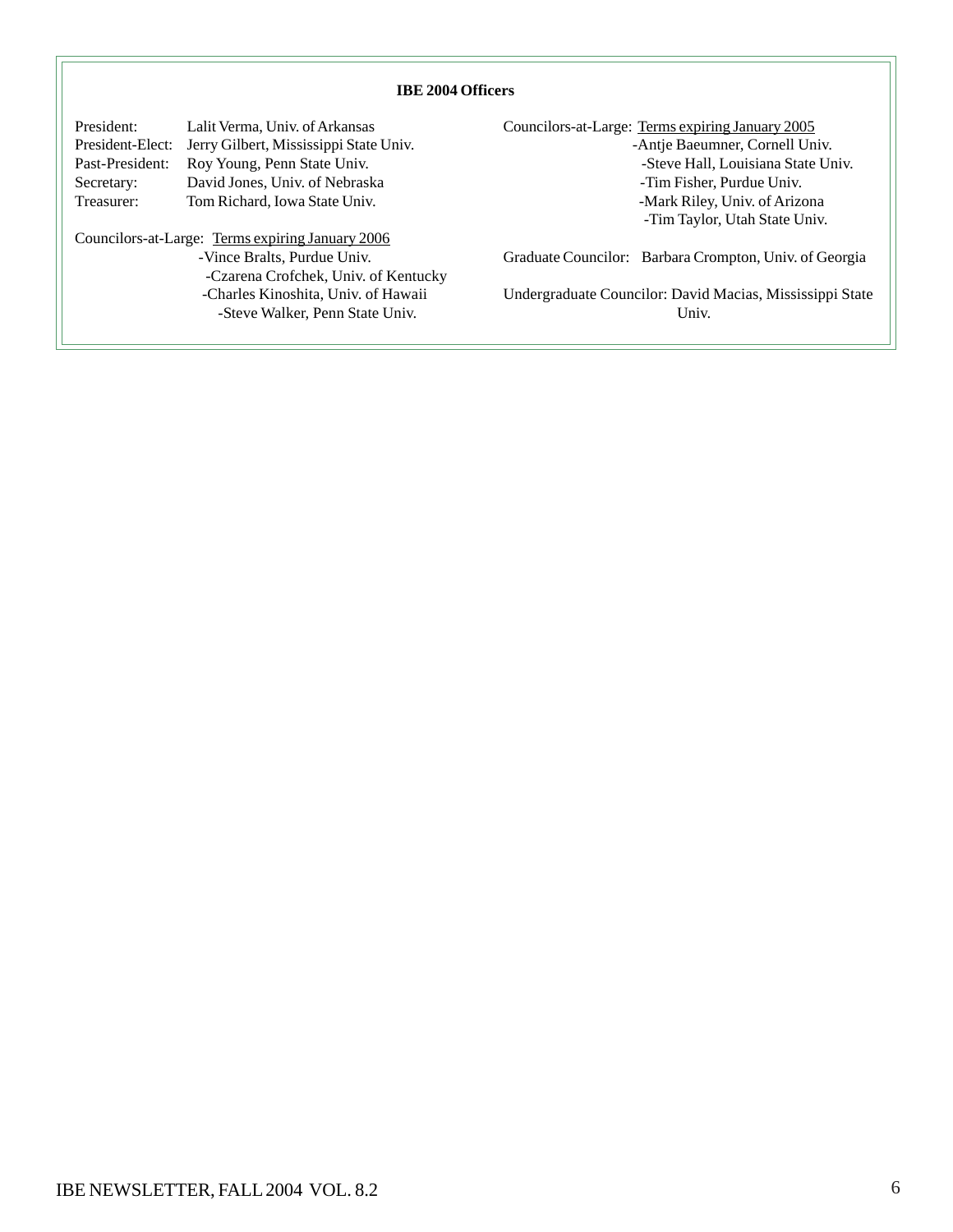**IBE 2004 Officers**

President: Lalit Verma, Univ. of Arkansas
President-Elect: Jerry Gilbert, Mississippi State Univ.
Past-President: Roy Young, Penn State Univ.
Secretary: David Jones, Univ. of Nebraska
Treasurer: Tom Richard, Iowa State Univ.

Councilors-at-Large: Terms expiring January 2006
- Vince Bralts, Purdue Univ.
- Czarena Crofchek, Univ. of Kentucky
- Charles Kinoshita, Univ. of Hawaii
- Steve Walker, Penn State Univ.

Councilors-at-Large: Terms expiring January 2005
- Antje Baeumner, Cornell Univ.
- Steve Hall, Louisiana State Univ.
- Tim Fisher, Purdue Univ.
- Mark Riley, Univ. of Arizona
- Tim Taylor, Utah State Univ.

Graduate Councilor: Barbara Crompton, Univ. of Georgia

Undergraduate Councilor: David Macias, Mississippi State Univ.